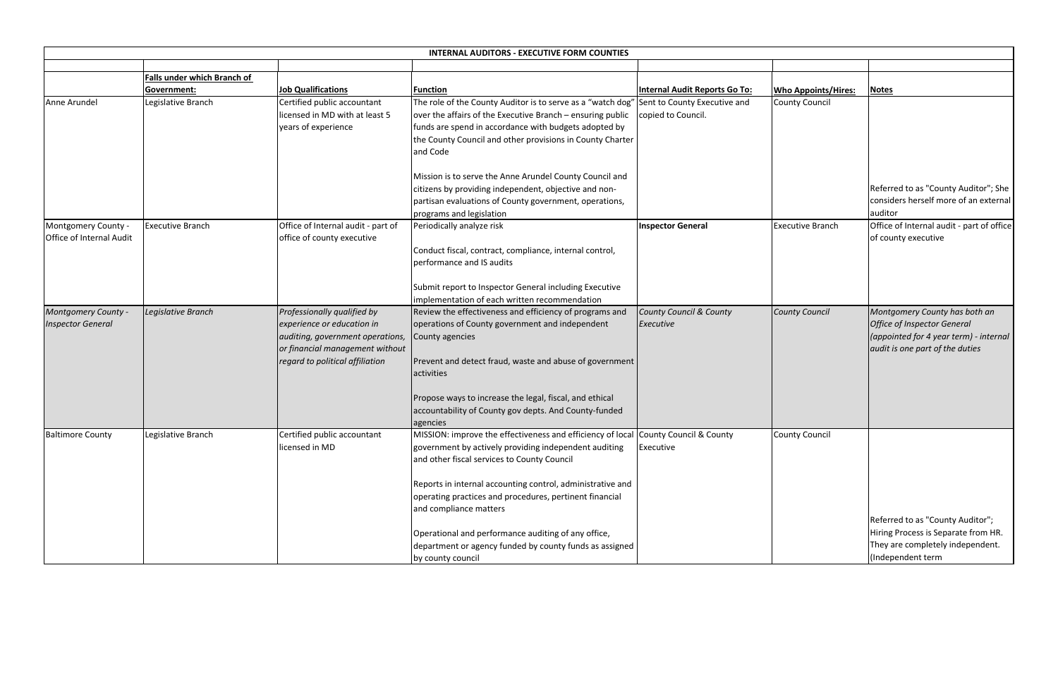## INTERNAL AUDITORS - EXECUTIVE FORM COUNTIES

| | Falls under which Branch of Government: | Job Qualifications | Function | Internal Audit Reports Go To: | Who Appoints/Hires: | Notes |
|---|---|---|---|---|---|---|
| Anne Arundel | Legislative Branch | Certified public accountant licensed in MD with at least 5 years of experience | The role of the County Auditor is to serve as a "watch dog" over the affairs of the Executive Branch – ensuring public funds are spend in accordance with budgets adopted by the County Council and other provisions in County Charter and Code<br><br>Mission is to serve the Anne Arundel County Council and citizens by providing independent, objective and non-partisan evaluations of County government, operations, programs and legislation | Sent to County Executive and copied to Council. | County Council | Referred to as "County Auditor"; She considers herself more of an external auditor |
| Montgomery County - Office of Internal Audit | Executive Branch | Office of Internal audit - part of office of county executive | Periodically analyze risk<br><br>Conduct fiscal, contract, compliance, internal control, performance and IS audits<br><br>Submit report to Inspector General including Executive implementation of each written recommendation | **Inspector General** | Executive Branch | Office of Internal audit - part of office of county executive |
| *Montgomery County - Inspector General* | *Legislative Branch* | *Professionally qualified by experience or education in auditing, government operations, or financial management without regard to political affiliation* | Review the effectiveness and efficiency of programs and operations of County government and independent County agencies<br><br>Prevent and detect fraud, waste and abuse of government activities<br><br>Propose ways to increase the legal, fiscal, and ethical accountability of County gov depts. And County-funded agencies | *County Council & County Executive* | *County Council* | *Montgomery County has both an Office of Inspector General (appointed for 4 year term) - internal audit is one part of the duties* |
| Baltimore County | Legislative Branch | Certified public accountant licensed in MD | MISSION: improve the effectiveness and efficiency of local government by actively providing independent auditing and other fiscal services to County Council<br><br>Reports in internal accounting control, administrative and operating practices and procedures, pertinent financial and compliance matters<br><br>Operational and performance auditing of any office, department or agency funded by county funds as assigned by county council | County Council & County Executive | County Council | Referred to as "County Auditor"; Hiring Process is Separate from HR. They are completely independent. (Independent term |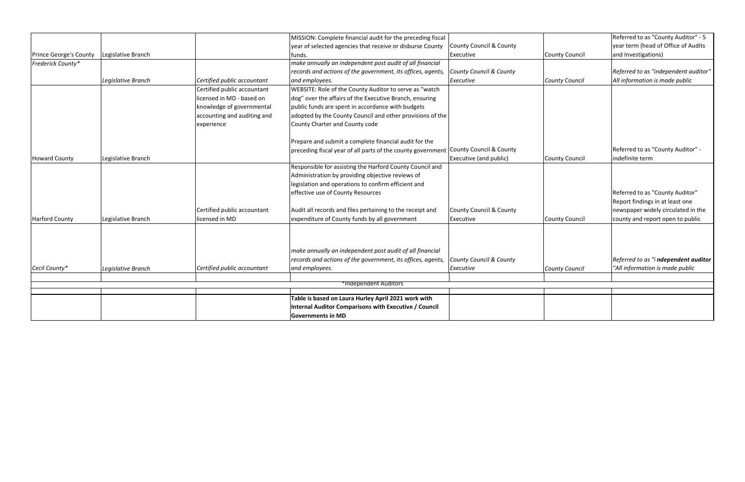| | | | | | | |
|---|---|---|---|---|---|---|
| Prince George's County | Legislative Branch | | MISSION: Complete financial audit for the preceding fiscal year of selected agencies that receive or disburse County funds. | County Council & County Executive | County Council | Referred to as "County Auditor" - 5 year term (head of Office of Audits and Investigations) |
| *Frederick County** | *Legislative Branch* | *Certified public accountant* | *make annually an independent post audit of all financial records and actions of the government, its offices, agents, and employees.* | *County Council & County Executive* | *County Council* | *Referred to as "independent auditor" All information is made public* |
| Howard County | Legislative Branch | Certified public accountant licensed in MD - based on knowledge of governmental accounting and auditing and experience | WEBSITE: Role of the County Auditor to serve as "watch dog" over the affairs of the Executive Branch, ensuring public funds are spent in accordance with budgets adopted by the County Council and other provisions of the County Charter and County code<br><br>Prepare and submit a complete financial audit for the preceding fiscal year of all parts of the county government | County Council & County Executive (and public) | County Council | Referred to as "County Auditor" - indefinite term |
| Harford County | Legislative Branch | Certified public accountant licensed in MD | Responsible for assisting the Harford County Council and Administration by providing objective reviews of legislation and operations to confirm efficient and effective use of County Resources<br><br>Audit all records and files pertaining to the receipt and expenditure of County funds by all government | County Council & County Executive | County Council | Referred to as "County Auditor" Report findings in at least one newspaper widely circulated in the county and report open to public |
| *Cecil County** | *Legislative Branch* | *Certified public accountant* | *make annually an independent post audit of all financial records and actions of the government, its offices, agents, and employees.* | *County Council & County Executive* | *County Council* | *Referred to as "i **ndependent auditor** "All information is made public* |

*Independent Auditors

**Table is based on Laura Hurley April 2021 work with Internal Auditor Comparisons with Executive / Council Governments in MD**